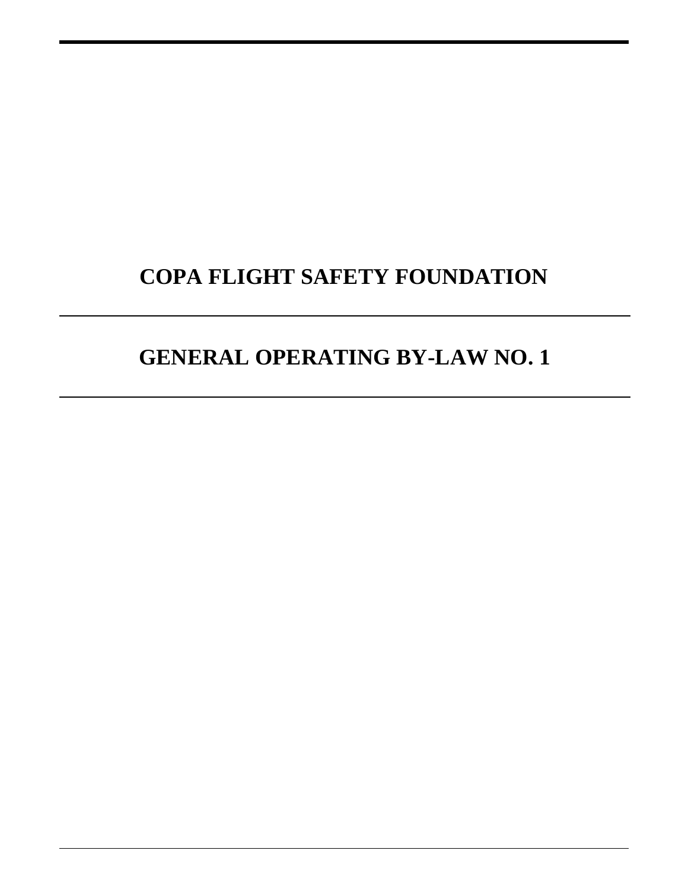# COPA FLIGHT SAFETY FOUNDATION

---

# GENERAL OPERATING BY-LAW NO. 1

---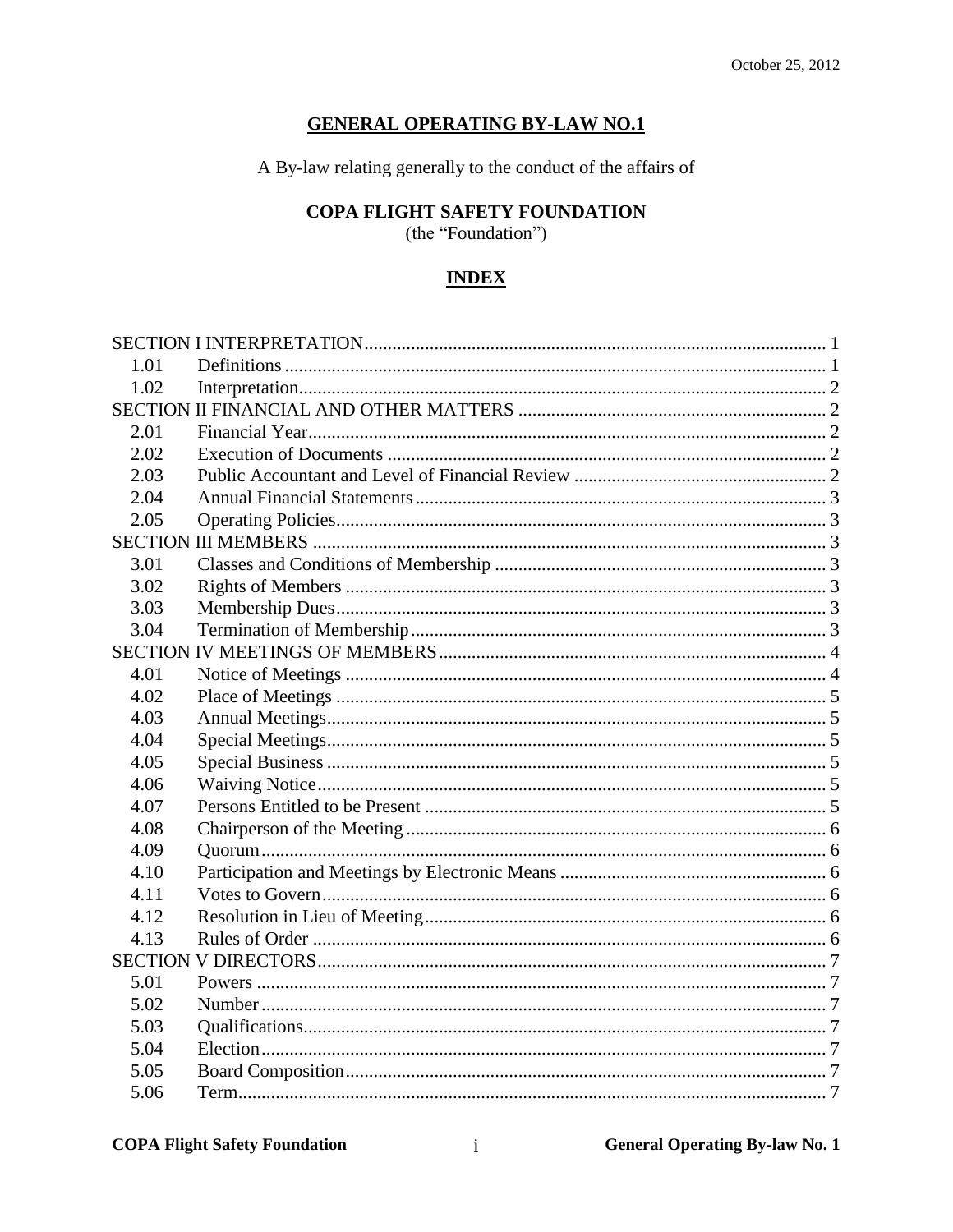October 25, 2012

# GENERAL OPERATING BY-LAW NO.1

A By-law relating generally to the conduct of the affairs of

**COPA FLIGHT SAFETY FOUNDATION**
(the "Foundation")

## INDEX

| | | |
|---|---|---|
| SECTION I INTERPRETATION | | 1 |
| 1.01 | Definitions | 1 |
| 1.02 | Interpretation | 2 |
| SECTION II FINANCIAL AND OTHER MATTERS | | 2 |
| 2.01 | Financial Year | 2 |
| 2.02 | Execution of Documents | 2 |
| 2.03 | Public Accountant and Level of Financial Review | 2 |
| 2.04 | Annual Financial Statements | 3 |
| 2.05 | Operating Policies | 3 |
| SECTION III MEMBERS | | 3 |
| 3.01 | Classes and Conditions of Membership | 3 |
| 3.02 | Rights of Members | 3 |
| 3.03 | Membership Dues | 3 |
| 3.04 | Termination of Membership | 3 |
| SECTION IV MEETINGS OF MEMBERS | | 4 |
| 4.01 | Notice of Meetings | 4 |
| 4.02 | Place of Meetings | 5 |
| 4.03 | Annual Meetings | 5 |
| 4.04 | Special Meetings | 5 |
| 4.05 | Special Business | 5 |
| 4.06 | Waiving Notice | 5 |
| 4.07 | Persons Entitled to be Present | 5 |
| 4.08 | Chairperson of the Meeting | 6 |
| 4.09 | Quorum | 6 |
| 4.10 | Participation and Meetings by Electronic Means | 6 |
| 4.11 | Votes to Govern | 6 |
| 4.12 | Resolution in Lieu of Meeting | 6 |
| 4.13 | Rules of Order | 6 |
| SECTION V DIRECTORS | | 7 |
| 5.01 | Powers | 7 |
| 5.02 | Number | 7 |
| 5.03 | Qualifications | 7 |
| 5.04 | Election | 7 |
| 5.05 | Board Composition | 7 |
| 5.06 | Term | 7 |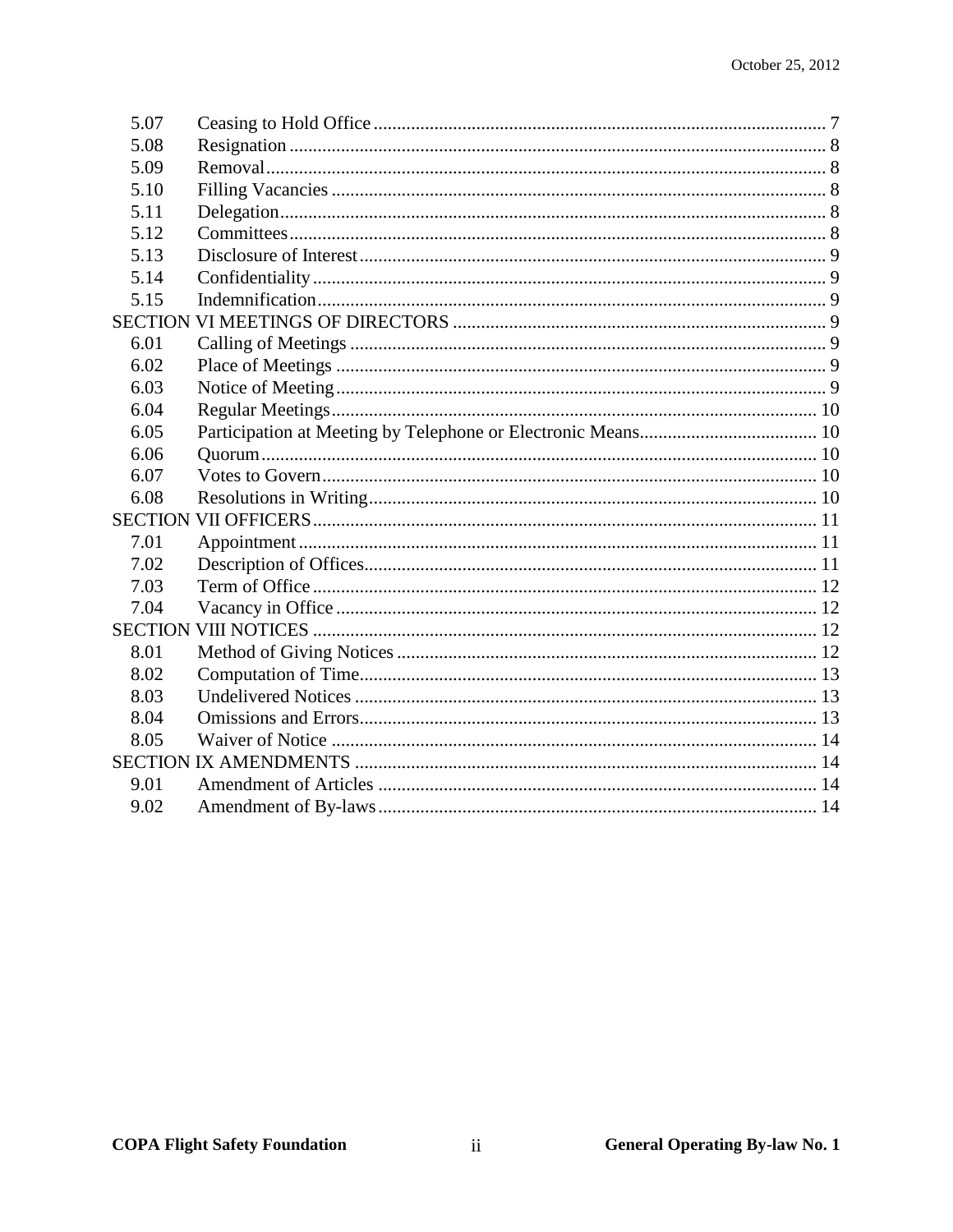| | | |
|---|---|---|
| 5.07 | Ceasing to Hold Office | 7 |
| 5.08 | Resignation | 8 |
| 5.09 | Removal | 8 |
| 5.10 | Filling Vacancies | 8 |
| 5.11 | Delegation | 8 |
| 5.12 | Committees | 8 |
| 5.13 | Disclosure of Interest | 9 |
| 5.14 | Confidentiality | 9 |
| 5.15 | Indemnification | 9 |
| SECTION VI MEETINGS OF DIRECTORS | | 9 |
| 6.01 | Calling of Meetings | 9 |
| 6.02 | Place of Meetings | 9 |
| 6.03 | Notice of Meeting | 9 |
| 6.04 | Regular Meetings | 10 |
| 6.05 | Participation at Meeting by Telephone or Electronic Means | 10 |
| 6.06 | Quorum | 10 |
| 6.07 | Votes to Govern | 10 |
| 6.08 | Resolutions in Writing | 10 |
| SECTION VII OFFICERS | | 11 |
| 7.01 | Appointment | 11 |
| 7.02 | Description of Offices | 11 |
| 7.03 | Term of Office | 12 |
| 7.04 | Vacancy in Office | 12 |
| SECTION VIII NOTICES | | 12 |
| 8.01 | Method of Giving Notices | 12 |
| 8.02 | Computation of Time | 13 |
| 8.03 | Undelivered Notices | 13 |
| 8.04 | Omissions and Errors | 13 |
| 8.05 | Waiver of Notice | 14 |
| SECTION IX AMENDMENTS | | 14 |
| 9.01 | Amendment of Articles | 14 |
| 9.02 | Amendment of By-laws | 14 |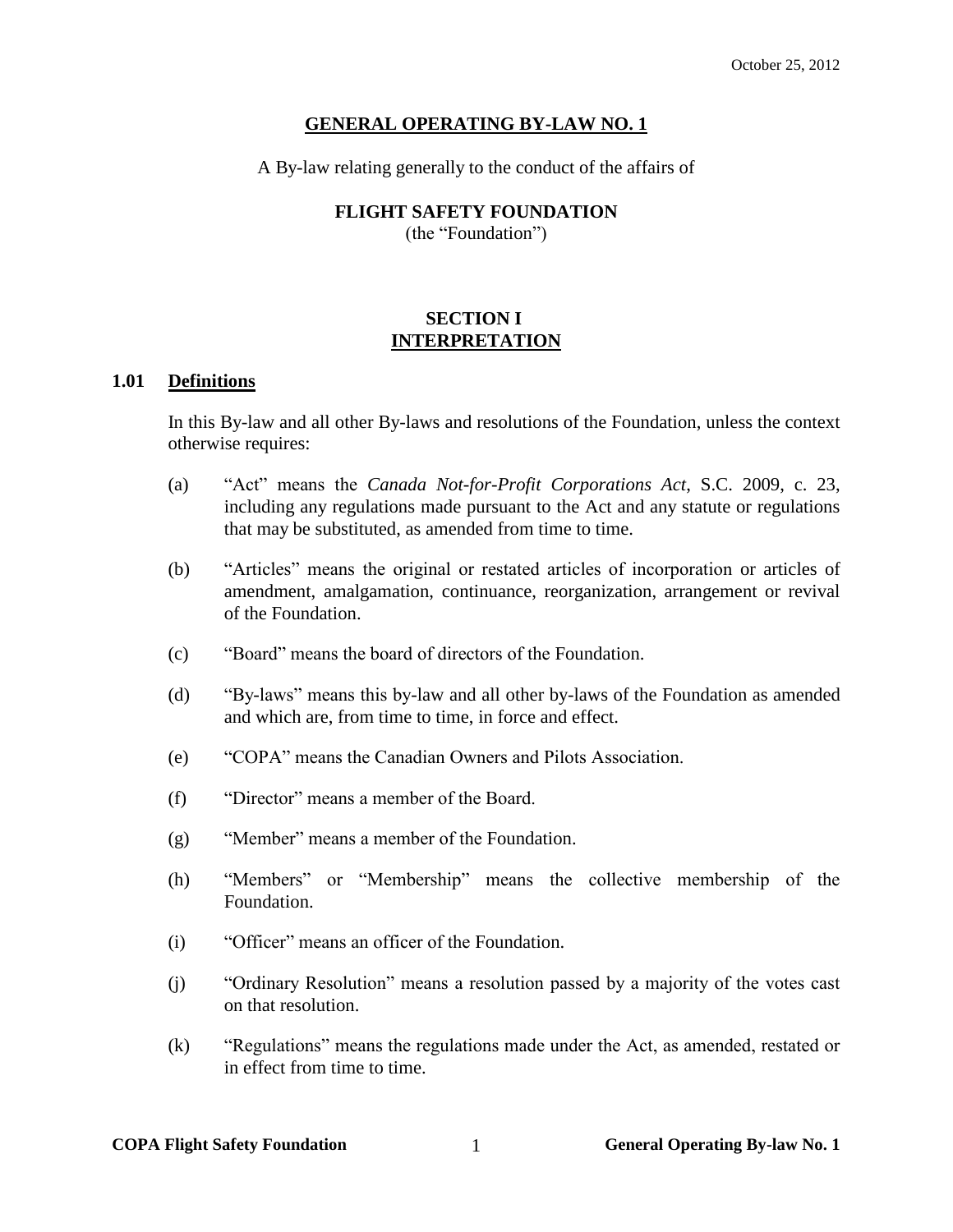October 25, 2012

# GENERAL OPERATING BY-LAW NO. 1

A By-law relating generally to the conduct of the affairs of

**FLIGHT SAFETY FOUNDATION**
(the "Foundation")

## SECTION I
## INTERPRETATION

### 1.01 Definitions

In this By-law and all other By-laws and resolutions of the Foundation, unless the context otherwise requires:

(a) "Act" means the *Canada Not-for-Profit Corporations Act*, S.C. 2009, c. 23, including any regulations made pursuant to the Act and any statute or regulations that may be substituted, as amended from time to time.

(b) "Articles" means the original or restated articles of incorporation or articles of amendment, amalgamation, continuance, reorganization, arrangement or revival of the Foundation.

(c) "Board" means the board of directors of the Foundation.

(d) "By-laws" means this by-law and all other by-laws of the Foundation as amended and which are, from time to time, in force and effect.

(e) "COPA" means the Canadian Owners and Pilots Association.

(f) "Director" means a member of the Board.

(g) "Member" means a member of the Foundation.

(h) "Members" or "Membership" means the collective membership of the Foundation.

(i) "Officer" means an officer of the Foundation.

(j) "Ordinary Resolution" means a resolution passed by a majority of the votes cast on that resolution.

(k) "Regulations" means the regulations made under the Act, as amended, restated or in effect from time to time.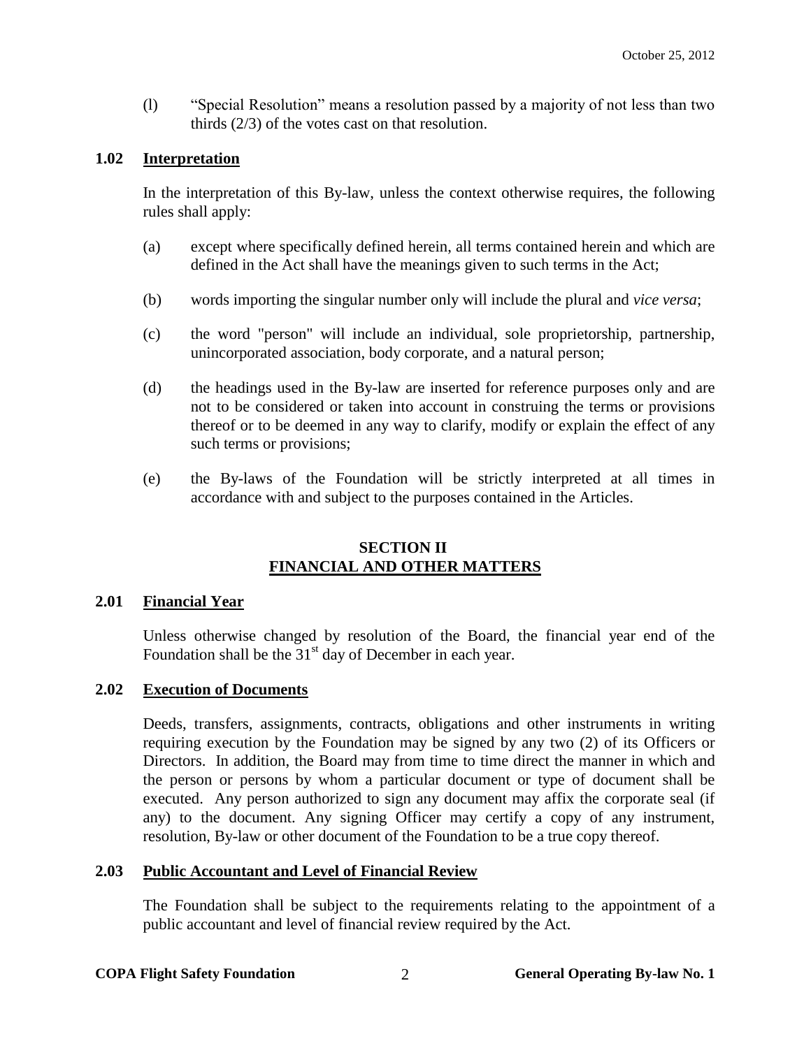(l) "Special Resolution" means a resolution passed by a majority of not less than two thirds (2/3) of the votes cast on that resolution.

### 1.02 Interpretation

In the interpretation of this By-law, unless the context otherwise requires, the following rules shall apply:

(a) except where specifically defined herein, all terms contained herein and which are defined in the Act shall have the meanings given to such terms in the Act;

(b) words importing the singular number only will include the plural and *vice versa*;

(c) the word "person" will include an individual, sole proprietorship, partnership, unincorporated association, body corporate, and a natural person;

(d) the headings used in the By-law are inserted for reference purposes only and are not to be considered or taken into account in construing the terms or provisions thereof or to be deemed in any way to clarify, modify or explain the effect of any such terms or provisions;

(e) the By-laws of the Foundation will be strictly interpreted at all times in accordance with and subject to the purposes contained in the Articles.

## SECTION II
## FINANCIAL AND OTHER MATTERS

### 2.01 Financial Year

Unless otherwise changed by resolution of the Board, the financial year end of the Foundation shall be the 31st day of December in each year.

### 2.02 Execution of Documents

Deeds, transfers, assignments, contracts, obligations and other instruments in writing requiring execution by the Foundation may be signed by any two (2) of its Officers or Directors. In addition, the Board may from time to time direct the manner in which and the person or persons by whom a particular document or type of document shall be executed. Any person authorized to sign any document may affix the corporate seal (if any) to the document. Any signing Officer may certify a copy of any instrument, resolution, By-law or other document of the Foundation to be a true copy thereof.

### 2.03 Public Accountant and Level of Financial Review

The Foundation shall be subject to the requirements relating to the appointment of a public accountant and level of financial review required by the Act.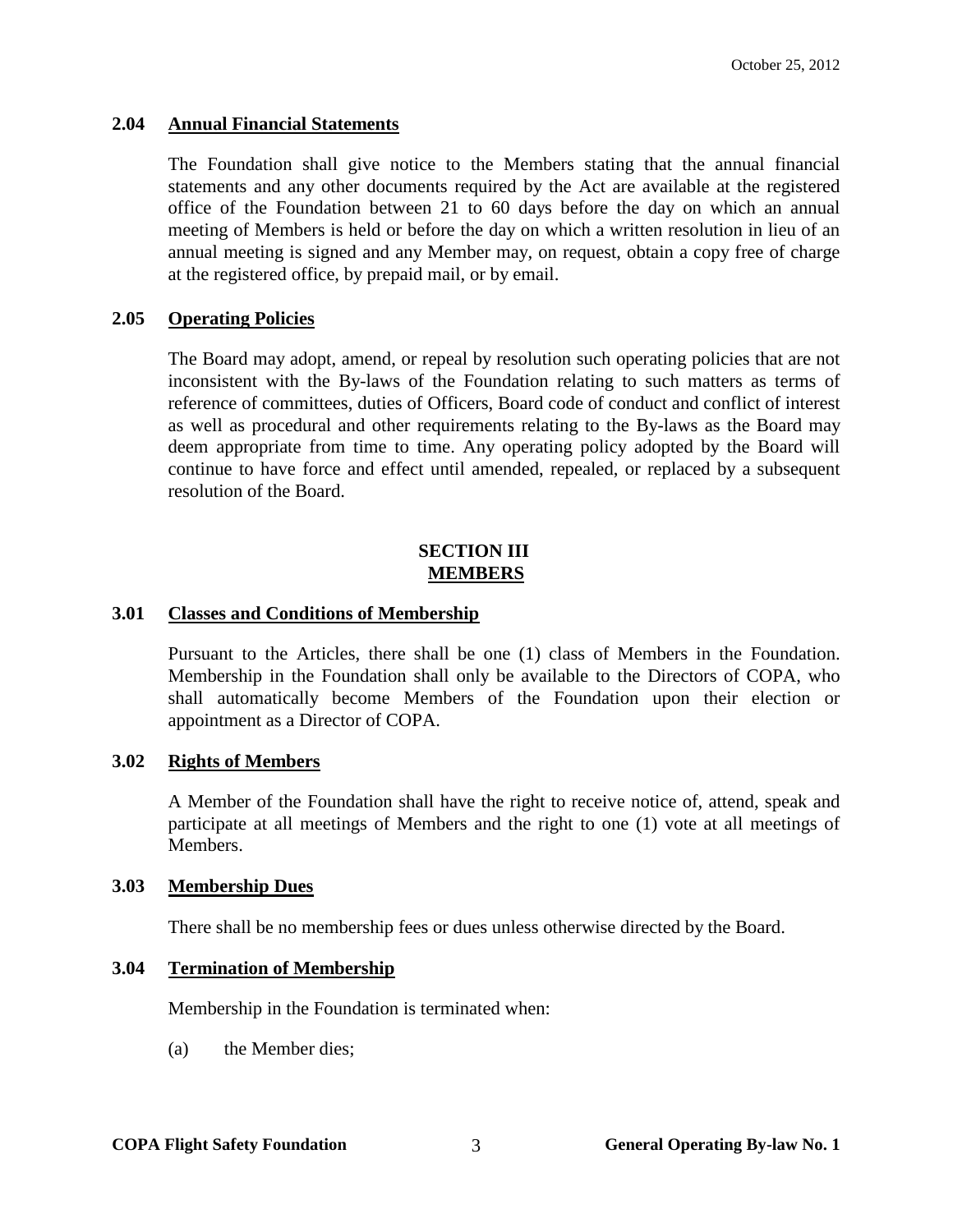### 2.04 Annual Financial Statements

The Foundation shall give notice to the Members stating that the annual financial statements and any other documents required by the Act are available at the registered office of the Foundation between 21 to 60 days before the day on which an annual meeting of Members is held or before the day on which a written resolution in lieu of an annual meeting is signed and any Member may, on request, obtain a copy free of charge at the registered office, by prepaid mail, or by email.

### 2.05 Operating Policies

The Board may adopt, amend, or repeal by resolution such operating policies that are not inconsistent with the By-laws of the Foundation relating to such matters as terms of reference of committees, duties of Officers, Board code of conduct and conflict of interest as well as procedural and other requirements relating to the By-laws as the Board may deem appropriate from time to time. Any operating policy adopted by the Board will continue to have force and effect until amended, repealed, or replaced by a subsequent resolution of the Board.

## SECTION III
## MEMBERS

### 3.01 Classes and Conditions of Membership

Pursuant to the Articles, there shall be one (1) class of Members in the Foundation. Membership in the Foundation shall only be available to the Directors of COPA, who shall automatically become Members of the Foundation upon their election or appointment as a Director of COPA.

### 3.02 Rights of Members

A Member of the Foundation shall have the right to receive notice of, attend, speak and participate at all meetings of Members and the right to one (1) vote at all meetings of Members.

### 3.03 Membership Dues

There shall be no membership fees or dues unless otherwise directed by the Board.

### 3.04 Termination of Membership

Membership in the Foundation is terminated when:

(a) the Member dies;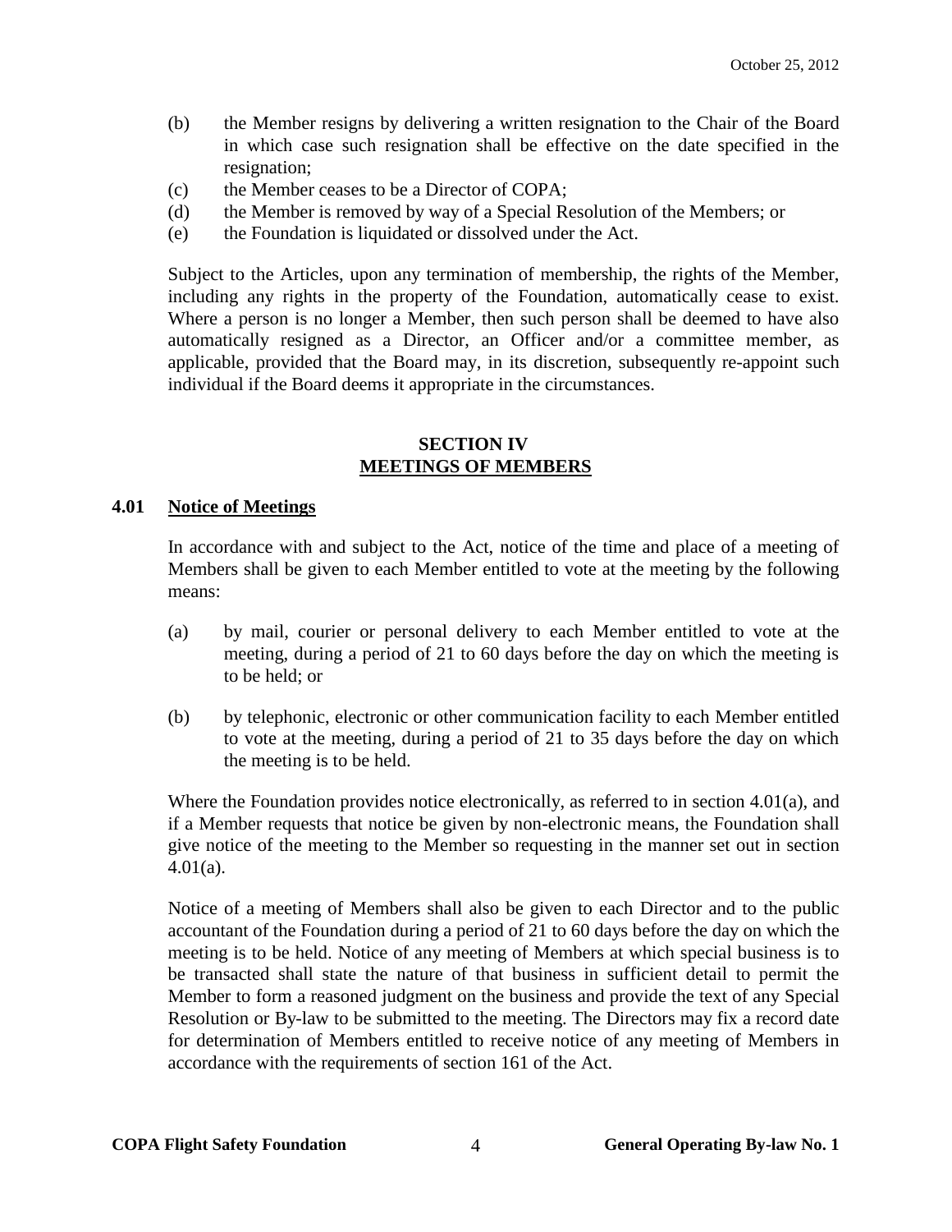(b) the Member resigns by delivering a written resignation to the Chair of the Board in which case such resignation shall be effective on the date specified in the resignation;
(c) the Member ceases to be a Director of COPA;
(d) the Member is removed by way of a Special Resolution of the Members; or
(e) the Foundation is liquidated or dissolved under the Act.

Subject to the Articles, upon any termination of membership, the rights of the Member, including any rights in the property of the Foundation, automatically cease to exist. Where a person is no longer a Member, then such person shall be deemed to have also automatically resigned as a Director, an Officer and/or a committee member, as applicable, provided that the Board may, in its discretion, subsequently re-appoint such individual if the Board deems it appropriate in the circumstances.

## SECTION IV
## MEETINGS OF MEMBERS

### 4.01 Notice of Meetings

In accordance with and subject to the Act, notice of the time and place of a meeting of Members shall be given to each Member entitled to vote at the meeting by the following means:

(a) by mail, courier or personal delivery to each Member entitled to vote at the meeting, during a period of 21 to 60 days before the day on which the meeting is to be held; or

(b) by telephonic, electronic or other communication facility to each Member entitled to vote at the meeting, during a period of 21 to 35 days before the day on which the meeting is to be held.

Where the Foundation provides notice electronically, as referred to in section 4.01(a), and if a Member requests that notice be given by non-electronic means, the Foundation shall give notice of the meeting to the Member so requesting in the manner set out in section 4.01(a).

Notice of a meeting of Members shall also be given to each Director and to the public accountant of the Foundation during a period of 21 to 60 days before the day on which the meeting is to be held. Notice of any meeting of Members at which special business is to be transacted shall state the nature of that business in sufficient detail to permit the Member to form a reasoned judgment on the business and provide the text of any Special Resolution or By-law to be submitted to the meeting. The Directors may fix a record date for determination of Members entitled to receive notice of any meeting of Members in accordance with the requirements of section 161 of the Act.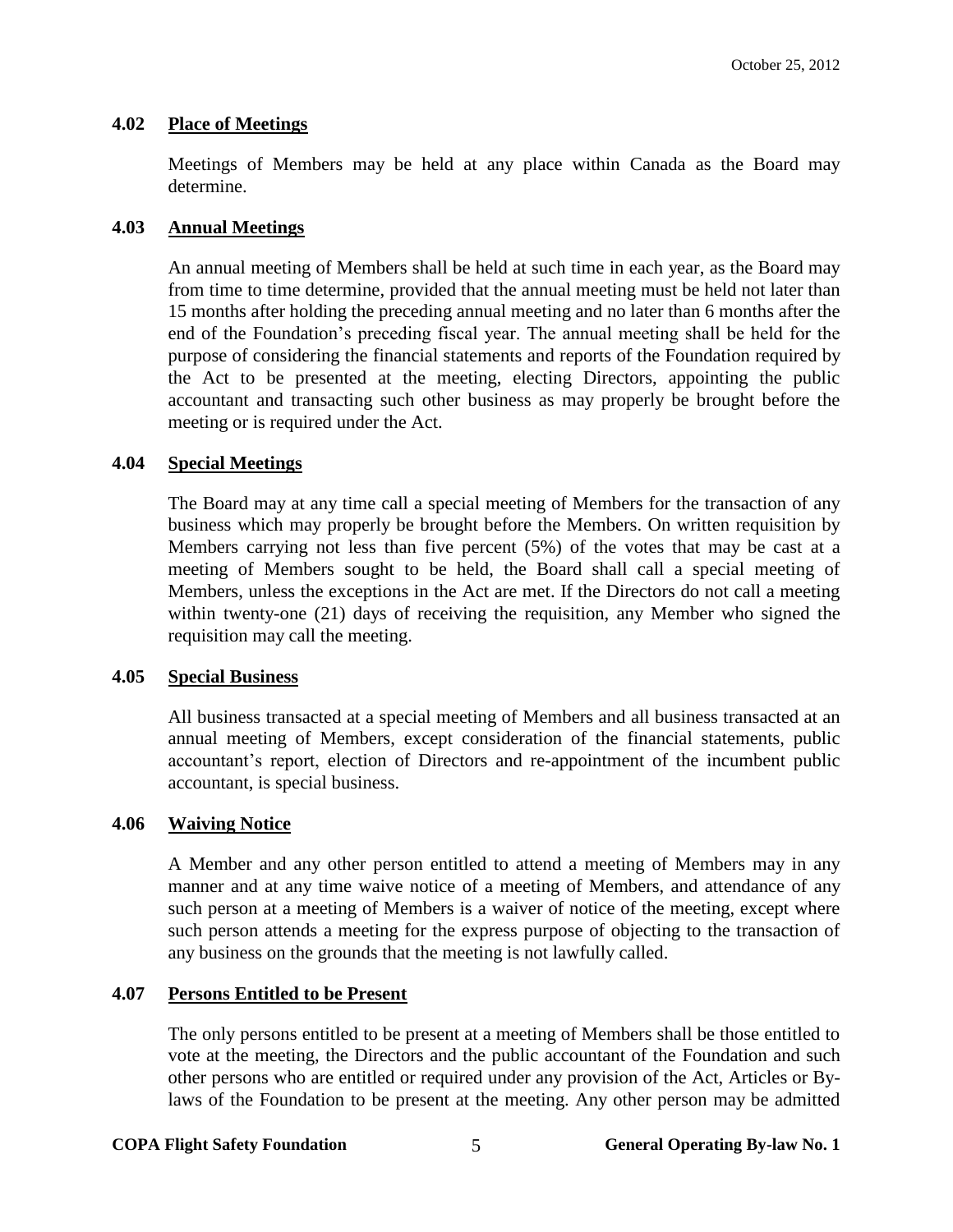### 4.02 Place of Meetings

Meetings of Members may be held at any place within Canada as the Board may determine.

### 4.03 Annual Meetings

An annual meeting of Members shall be held at such time in each year, as the Board may from time to time determine, provided that the annual meeting must be held not later than 15 months after holding the preceding annual meeting and no later than 6 months after the end of the Foundation's preceding fiscal year. The annual meeting shall be held for the purpose of considering the financial statements and reports of the Foundation required by the Act to be presented at the meeting, electing Directors, appointing the public accountant and transacting such other business as may properly be brought before the meeting or is required under the Act.

### 4.04 Special Meetings

The Board may at any time call a special meeting of Members for the transaction of any business which may properly be brought before the Members. On written requisition by Members carrying not less than five percent (5%) of the votes that may be cast at a meeting of Members sought to be held, the Board shall call a special meeting of Members, unless the exceptions in the Act are met. If the Directors do not call a meeting within twenty-one (21) days of receiving the requisition, any Member who signed the requisition may call the meeting.

### 4.05 Special Business

All business transacted at a special meeting of Members and all business transacted at an annual meeting of Members, except consideration of the financial statements, public accountant's report, election of Directors and re-appointment of the incumbent public accountant, is special business.

### 4.06 Waiving Notice

A Member and any other person entitled to attend a meeting of Members may in any manner and at any time waive notice of a meeting of Members, and attendance of any such person at a meeting of Members is a waiver of notice of the meeting, except where such person attends a meeting for the express purpose of objecting to the transaction of any business on the grounds that the meeting is not lawfully called.

### 4.07 Persons Entitled to be Present

The only persons entitled to be present at a meeting of Members shall be those entitled to vote at the meeting, the Directors and the public accountant of the Foundation and such other persons who are entitled or required under any provision of the Act, Articles or By-laws of the Foundation to be present at the meeting. Any other person may be admitted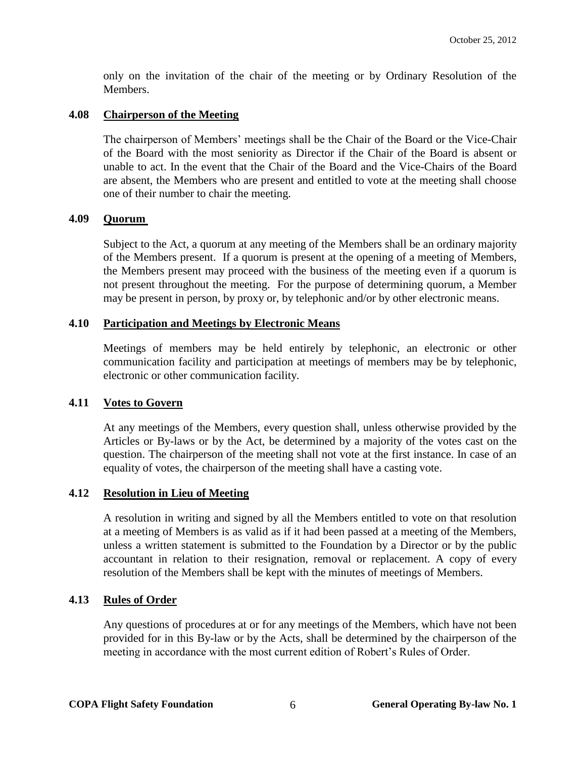only on the invitation of the chair of the meeting or by Ordinary Resolution of the Members.

### 4.08 Chairperson of the Meeting

The chairperson of Members' meetings shall be the Chair of the Board or the Vice-Chair of the Board with the most seniority as Director if the Chair of the Board is absent or unable to act. In the event that the Chair of the Board and the Vice-Chairs of the Board are absent, the Members who are present and entitled to vote at the meeting shall choose one of their number to chair the meeting.

### 4.09 Quorum

Subject to the Act, a quorum at any meeting of the Members shall be an ordinary majority of the Members present. If a quorum is present at the opening of a meeting of Members, the Members present may proceed with the business of the meeting even if a quorum is not present throughout the meeting. For the purpose of determining quorum, a Member may be present in person, by proxy or, by telephonic and/or by other electronic means.

### 4.10 Participation and Meetings by Electronic Means

Meetings of members may be held entirely by telephonic, an electronic or other communication facility and participation at meetings of members may be by telephonic, electronic or other communication facility.

### 4.11 Votes to Govern

At any meetings of the Members, every question shall, unless otherwise provided by the Articles or By-laws or by the Act, be determined by a majority of the votes cast on the question. The chairperson of the meeting shall not vote at the first instance. In case of an equality of votes, the chairperson of the meeting shall have a casting vote.

### 4.12 Resolution in Lieu of Meeting

A resolution in writing and signed by all the Members entitled to vote on that resolution at a meeting of Members is as valid as if it had been passed at a meeting of the Members, unless a written statement is submitted to the Foundation by a Director or by the public accountant in relation to their resignation, removal or replacement. A copy of every resolution of the Members shall be kept with the minutes of meetings of Members.

### 4.13 Rules of Order

Any questions of procedures at or for any meetings of the Members, which have not been provided for in this By-law or by the Acts, shall be determined by the chairperson of the meeting in accordance with the most current edition of Robert's Rules of Order.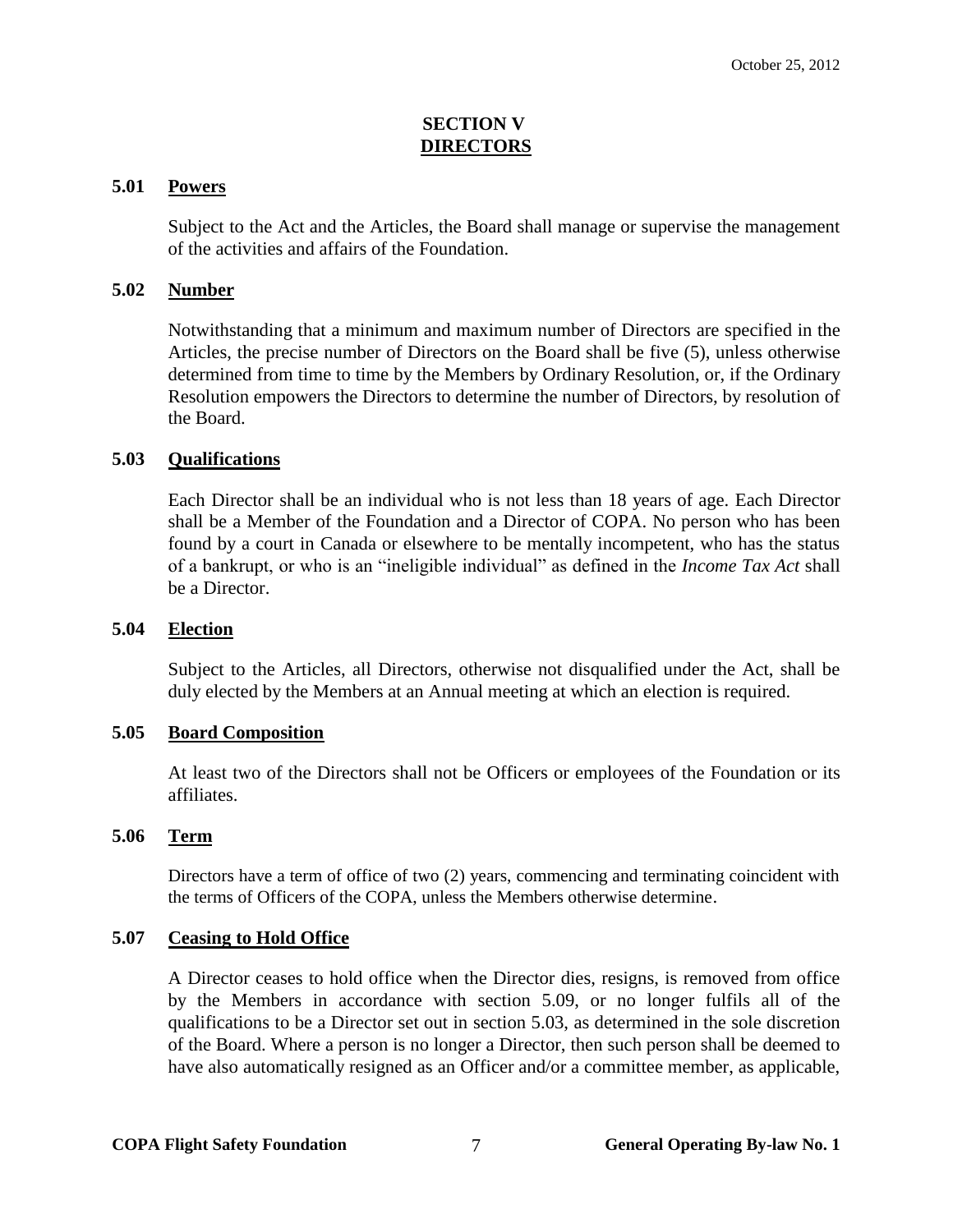## SECTION V
## DIRECTORS

### 5.01 Powers

Subject to the Act and the Articles, the Board shall manage or supervise the management of the activities and affairs of the Foundation.

### 5.02 Number

Notwithstanding that a minimum and maximum number of Directors are specified in the Articles, the precise number of Directors on the Board shall be five (5), unless otherwise determined from time to time by the Members by Ordinary Resolution, or, if the Ordinary Resolution empowers the Directors to determine the number of Directors, by resolution of the Board.

### 5.03 Qualifications

Each Director shall be an individual who is not less than 18 years of age. Each Director shall be a Member of the Foundation and a Director of COPA. No person who has been found by a court in Canada or elsewhere to be mentally incompetent, who has the status of a bankrupt, or who is an "ineligible individual" as defined in the *Income Tax Act* shall be a Director.

### 5.04 Election

Subject to the Articles, all Directors, otherwise not disqualified under the Act, shall be duly elected by the Members at an Annual meeting at which an election is required.

### 5.05 Board Composition

At least two of the Directors shall not be Officers or employees of the Foundation or its affiliates.

### 5.06 Term

Directors have a term of office of two (2) years, commencing and terminating coincident with the terms of Officers of the COPA, unless the Members otherwise determine.

### 5.07 Ceasing to Hold Office

A Director ceases to hold office when the Director dies, resigns, is removed from office by the Members in accordance with section 5.09, or no longer fulfils all of the qualifications to be a Director set out in section 5.03, as determined in the sole discretion of the Board. Where a person is no longer a Director, then such person shall be deemed to have also automatically resigned as an Officer and/or a committee member, as applicable,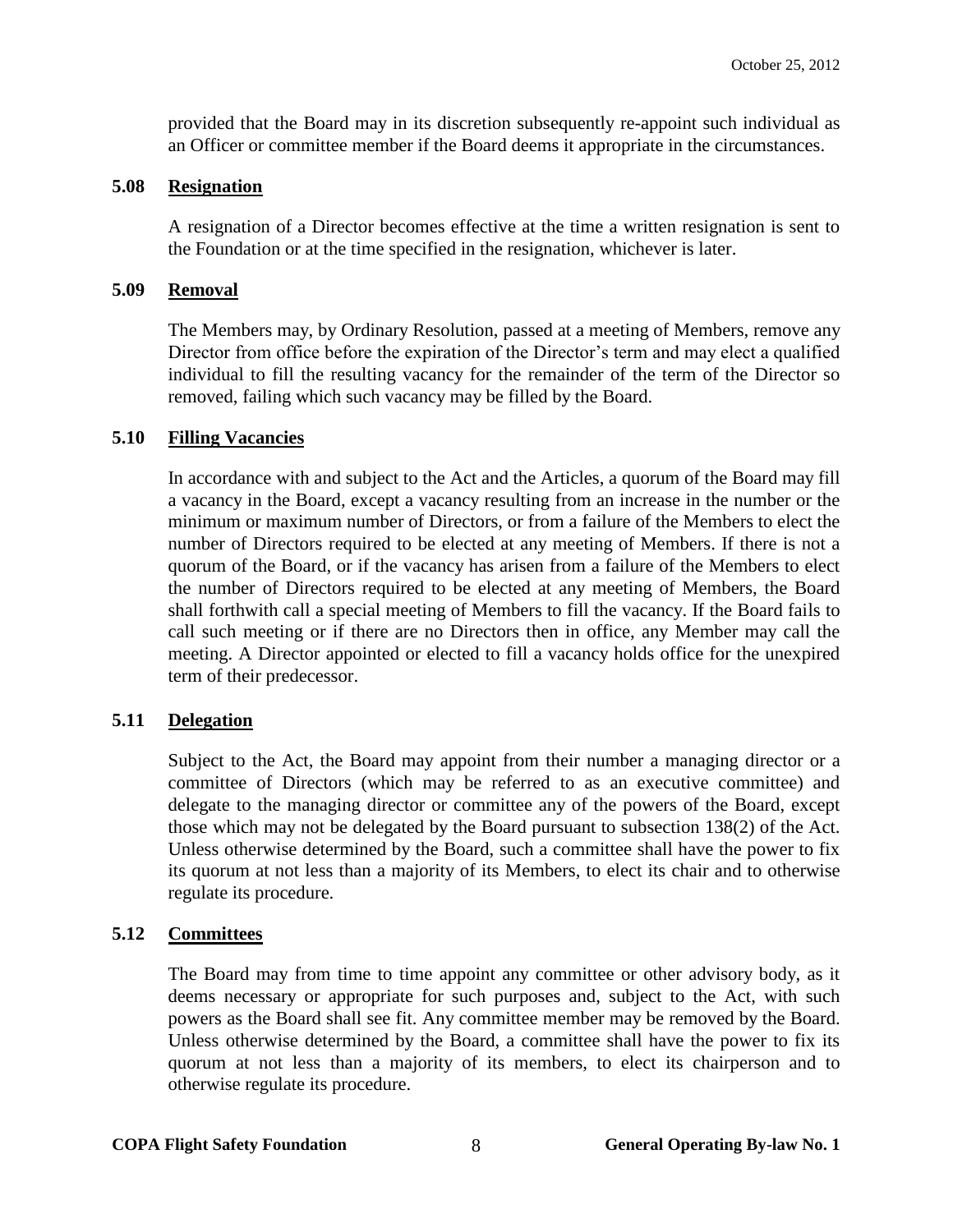provided that the Board may in its discretion subsequently re-appoint such individual as an Officer or committee member if the Board deems it appropriate in the circumstances.

### 5.08 Resignation

A resignation of a Director becomes effective at the time a written resignation is sent to the Foundation or at the time specified in the resignation, whichever is later.

### 5.09 Removal

The Members may, by Ordinary Resolution, passed at a meeting of Members, remove any Director from office before the expiration of the Director's term and may elect a qualified individual to fill the resulting vacancy for the remainder of the term of the Director so removed, failing which such vacancy may be filled by the Board.

### 5.10 Filling Vacancies

In accordance with and subject to the Act and the Articles, a quorum of the Board may fill a vacancy in the Board, except a vacancy resulting from an increase in the number or the minimum or maximum number of Directors, or from a failure of the Members to elect the number of Directors required to be elected at any meeting of Members. If there is not a quorum of the Board, or if the vacancy has arisen from a failure of the Members to elect the number of Directors required to be elected at any meeting of Members, the Board shall forthwith call a special meeting of Members to fill the vacancy. If the Board fails to call such meeting or if there are no Directors then in office, any Member may call the meeting. A Director appointed or elected to fill a vacancy holds office for the unexpired term of their predecessor.

### 5.11 Delegation

Subject to the Act, the Board may appoint from their number a managing director or a committee of Directors (which may be referred to as an executive committee) and delegate to the managing director or committee any of the powers of the Board, except those which may not be delegated by the Board pursuant to subsection 138(2) of the Act. Unless otherwise determined by the Board, such a committee shall have the power to fix its quorum at not less than a majority of its Members, to elect its chair and to otherwise regulate its procedure.

### 5.12 Committees

The Board may from time to time appoint any committee or other advisory body, as it deems necessary or appropriate for such purposes and, subject to the Act, with such powers as the Board shall see fit. Any committee member may be removed by the Board. Unless otherwise determined by the Board, a committee shall have the power to fix its quorum at not less than a majority of its members, to elect its chairperson and to otherwise regulate its procedure.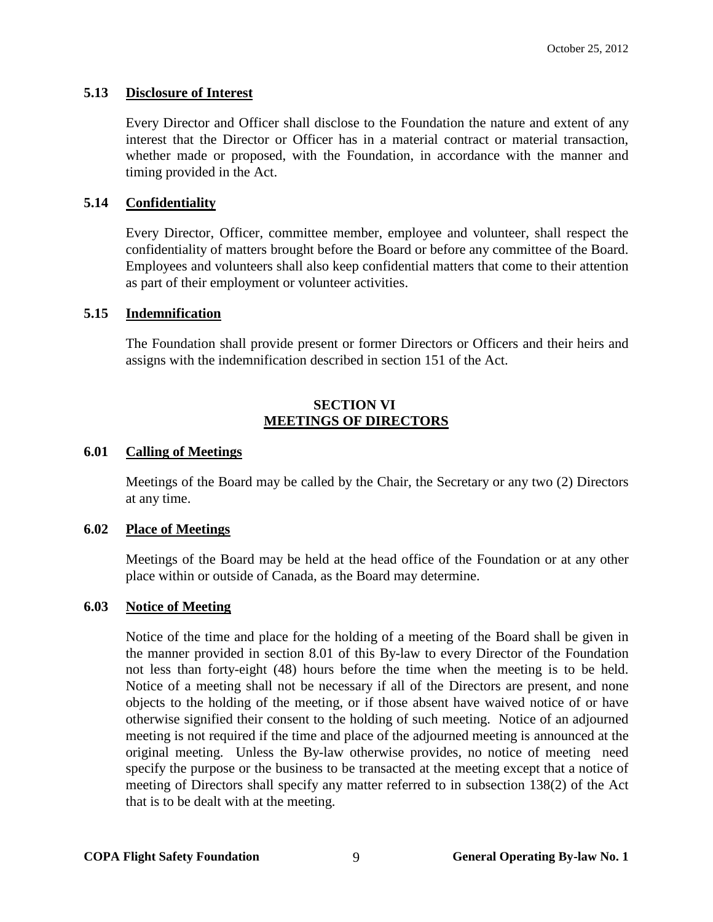### 5.13 Disclosure of Interest

Every Director and Officer shall disclose to the Foundation the nature and extent of any interest that the Director or Officer has in a material contract or material transaction, whether made or proposed, with the Foundation, in accordance with the manner and timing provided in the Act.

### 5.14 Confidentiality

Every Director, Officer, committee member, employee and volunteer, shall respect the confidentiality of matters brought before the Board or before any committee of the Board. Employees and volunteers shall also keep confidential matters that come to their attention as part of their employment or volunteer activities.

### 5.15 Indemnification

The Foundation shall provide present or former Directors or Officers and their heirs and assigns with the indemnification described in section 151 of the Act.

## SECTION VI
## MEETINGS OF DIRECTORS

### 6.01 Calling of Meetings

Meetings of the Board may be called by the Chair, the Secretary or any two (2) Directors at any time.

### 6.02 Place of Meetings

Meetings of the Board may be held at the head office of the Foundation or at any other place within or outside of Canada, as the Board may determine.

### 6.03 Notice of Meeting

Notice of the time and place for the holding of a meeting of the Board shall be given in the manner provided in section 8.01 of this By-law to every Director of the Foundation not less than forty-eight (48) hours before the time when the meeting is to be held. Notice of a meeting shall not be necessary if all of the Directors are present, and none objects to the holding of the meeting, or if those absent have waived notice of or have otherwise signified their consent to the holding of such meeting. Notice of an adjourned meeting is not required if the time and place of the adjourned meeting is announced at the original meeting. Unless the By-law otherwise provides, no notice of meeting need specify the purpose or the business to be transacted at the meeting except that a notice of meeting of Directors shall specify any matter referred to in subsection 138(2) of the Act that is to be dealt with at the meeting.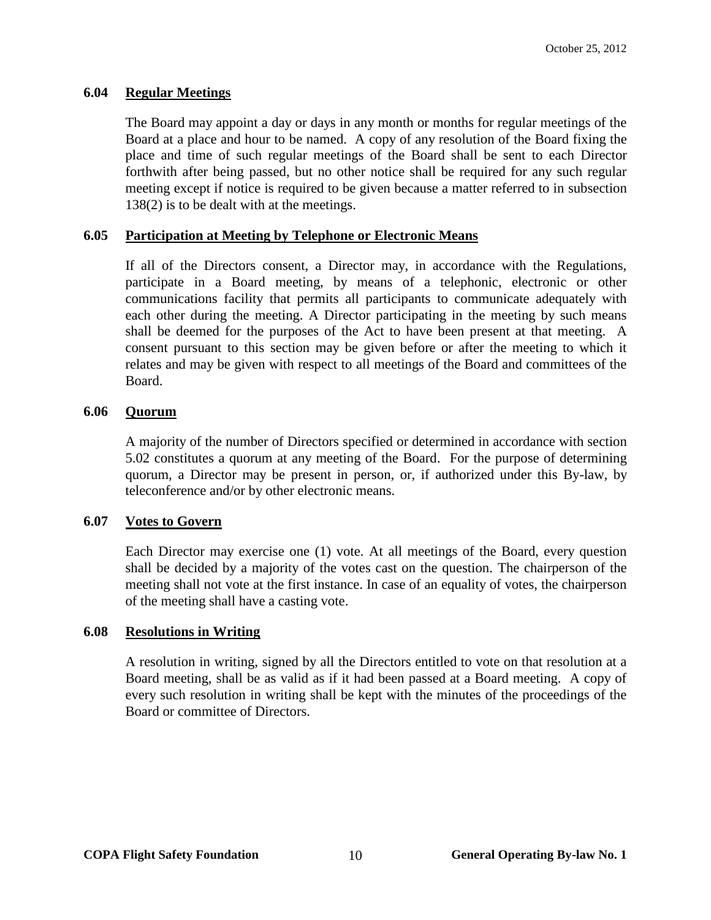### 6.04 Regular Meetings

The Board may appoint a day or days in any month or months for regular meetings of the Board at a place and hour to be named. A copy of any resolution of the Board fixing the place and time of such regular meetings of the Board shall be sent to each Director forthwith after being passed, but no other notice shall be required for any such regular meeting except if notice is required to be given because a matter referred to in subsection 138(2) is to be dealt with at the meetings.

### 6.05 Participation at Meeting by Telephone or Electronic Means

If all of the Directors consent, a Director may, in accordance with the Regulations, participate in a Board meeting, by means of a telephonic, electronic or other communications facility that permits all participants to communicate adequately with each other during the meeting. A Director participating in the meeting by such means shall be deemed for the purposes of the Act to have been present at that meeting. A consent pursuant to this section may be given before or after the meeting to which it relates and may be given with respect to all meetings of the Board and committees of the Board.

### 6.06 Quorum

A majority of the number of Directors specified or determined in accordance with section 5.02 constitutes a quorum at any meeting of the Board. For the purpose of determining quorum, a Director may be present in person, or, if authorized under this By-law, by teleconference and/or by other electronic means.

### 6.07 Votes to Govern

Each Director may exercise one (1) vote. At all meetings of the Board, every question shall be decided by a majority of the votes cast on the question. The chairperson of the meeting shall not vote at the first instance. In case of an equality of votes, the chairperson of the meeting shall have a casting vote.

### 6.08 Resolutions in Writing

A resolution in writing, signed by all the Directors entitled to vote on that resolution at a Board meeting, shall be as valid as if it had been passed at a Board meeting. A copy of every such resolution in writing shall be kept with the minutes of the proceedings of the Board or committee of Directors.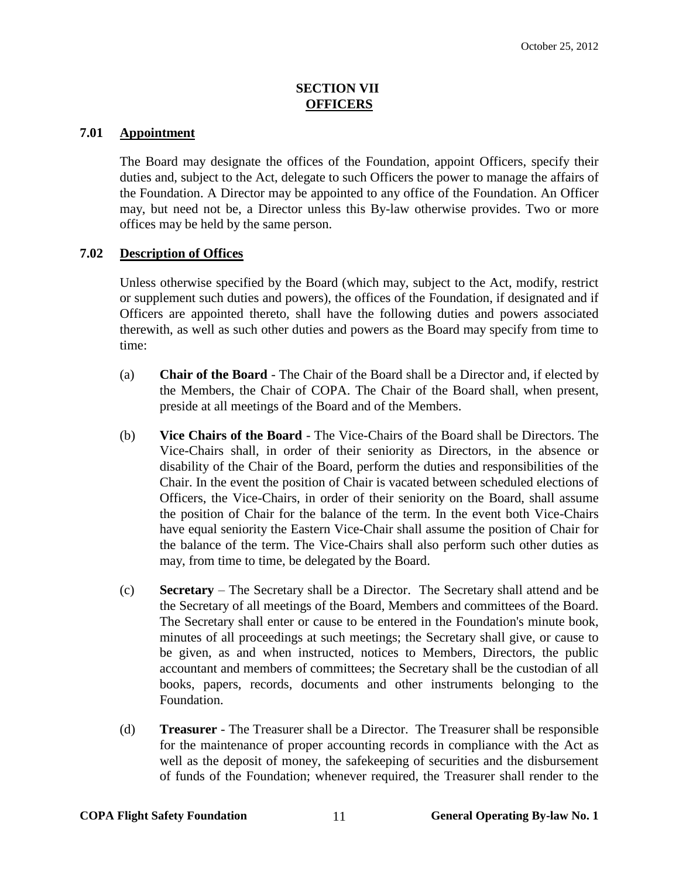## SECTION VII
## OFFICERS

### 7.01 Appointment

The Board may designate the offices of the Foundation, appoint Officers, specify their duties and, subject to the Act, delegate to such Officers the power to manage the affairs of the Foundation. A Director may be appointed to any office of the Foundation. An Officer may, but need not be, a Director unless this By-law otherwise provides. Two or more offices may be held by the same person.

### 7.02 Description of Offices

Unless otherwise specified by the Board (which may, subject to the Act, modify, restrict or supplement such duties and powers), the offices of the Foundation, if designated and if Officers are appointed thereto, shall have the following duties and powers associated therewith, as well as such other duties and powers as the Board may specify from time to time:

(a) **Chair of the Board** - The Chair of the Board shall be a Director and, if elected by the Members, the Chair of COPA. The Chair of the Board shall, when present, preside at all meetings of the Board and of the Members.

(b) **Vice Chairs of the Board** - The Vice-Chairs of the Board shall be Directors. The Vice-Chairs shall, in order of their seniority as Directors, in the absence or disability of the Chair of the Board, perform the duties and responsibilities of the Chair. In the event the position of Chair is vacated between scheduled elections of Officers, the Vice-Chairs, in order of their seniority on the Board, shall assume the position of Chair for the balance of the term. In the event both Vice-Chairs have equal seniority the Eastern Vice-Chair shall assume the position of Chair for the balance of the term. The Vice-Chairs shall also perform such other duties as may, from time to time, be delegated by the Board.

(c) **Secretary** – The Secretary shall be a Director. The Secretary shall attend and be the Secretary of all meetings of the Board, Members and committees of the Board. The Secretary shall enter or cause to be entered in the Foundation's minute book, minutes of all proceedings at such meetings; the Secretary shall give, or cause to be given, as and when instructed, notices to Members, Directors, the public accountant and members of committees; the Secretary shall be the custodian of all books, papers, records, documents and other instruments belonging to the Foundation.

(d) **Treasurer** - The Treasurer shall be a Director. The Treasurer shall be responsible for the maintenance of proper accounting records in compliance with the Act as well as the deposit of money, the safekeeping of securities and the disbursement of funds of the Foundation; whenever required, the Treasurer shall render to the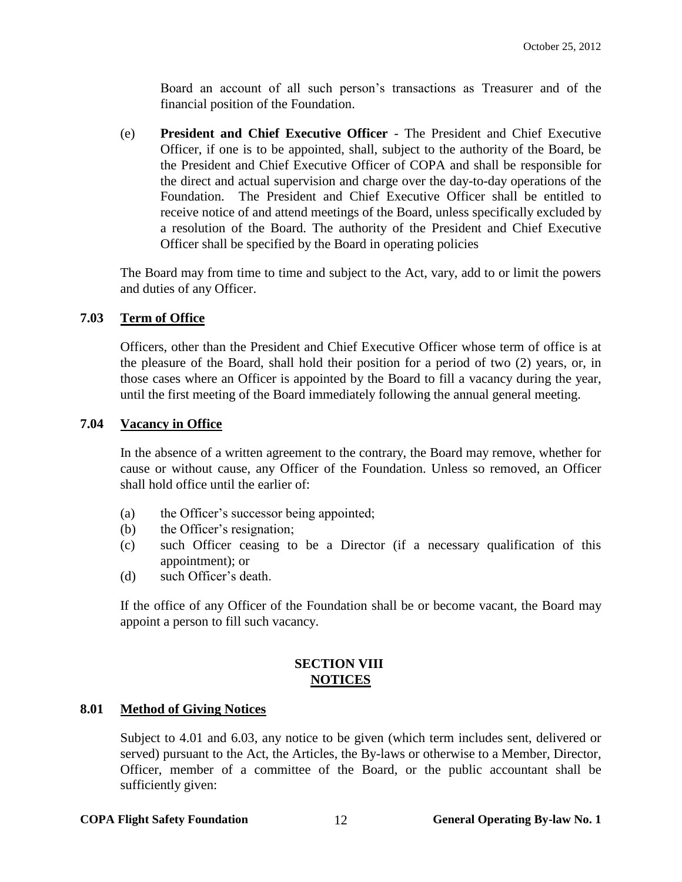Board an account of all such person's transactions as Treasurer and of the financial position of the Foundation.

(e) **President and Chief Executive Officer** - The President and Chief Executive Officer, if one is to be appointed, shall, subject to the authority of the Board, be the President and Chief Executive Officer of COPA and shall be responsible for the direct and actual supervision and charge over the day-to-day operations of the Foundation. The President and Chief Executive Officer shall be entitled to receive notice of and attend meetings of the Board, unless specifically excluded by a resolution of the Board. The authority of the President and Chief Executive Officer shall be specified by the Board in operating policies

The Board may from time to time and subject to the Act, vary, add to or limit the powers and duties of any Officer.

### 7.03 Term of Office

Officers, other than the President and Chief Executive Officer whose term of office is at the pleasure of the Board, shall hold their position for a period of two (2) years, or, in those cases where an Officer is appointed by the Board to fill a vacancy during the year, until the first meeting of the Board immediately following the annual general meeting.

### 7.04 Vacancy in Office

In the absence of a written agreement to the contrary, the Board may remove, whether for cause or without cause, any Officer of the Foundation. Unless so removed, an Officer shall hold office until the earlier of:

(a) the Officer's successor being appointed;
(b) the Officer's resignation;
(c) such Officer ceasing to be a Director (if a necessary qualification of this appointment); or
(d) such Officer's death.

If the office of any Officer of the Foundation shall be or become vacant, the Board may appoint a person to fill such vacancy.

## SECTION VIII
## NOTICES

### 8.01 Method of Giving Notices

Subject to 4.01 and 6.03, any notice to be given (which term includes sent, delivered or served) pursuant to the Act, the Articles, the By-laws or otherwise to a Member, Director, Officer, member of a committee of the Board, or the public accountant shall be sufficiently given: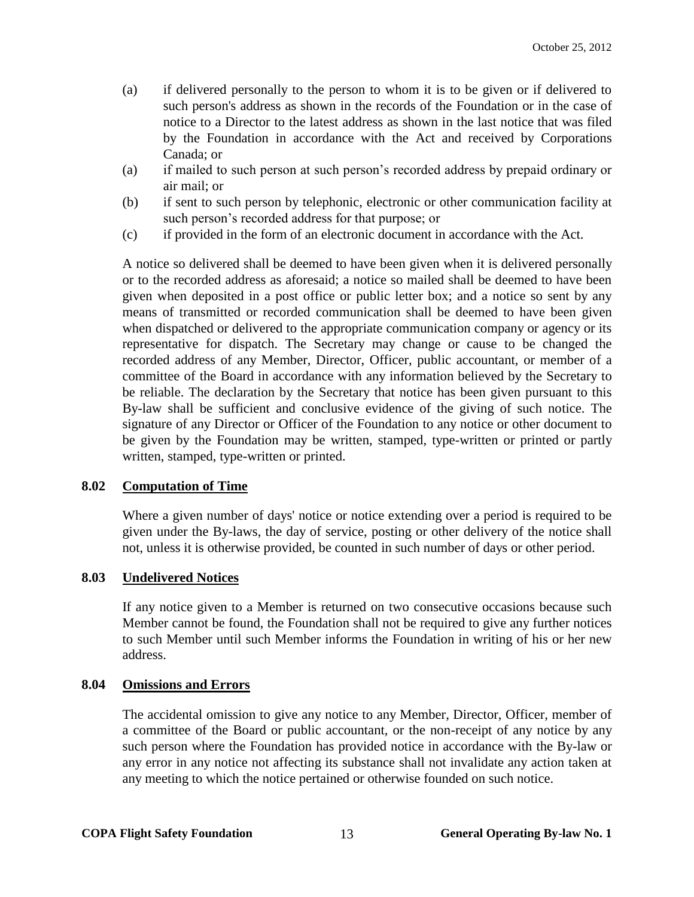(a) if delivered personally to the person to whom it is to be given or if delivered to such person's address as shown in the records of the Foundation or in the case of notice to a Director to the latest address as shown in the last notice that was filed by the Foundation in accordance with the Act and received by Corporations Canada; or

(a) if mailed to such person at such person's recorded address by prepaid ordinary or air mail; or

(b) if sent to such person by telephonic, electronic or other communication facility at such person's recorded address for that purpose; or

(c) if provided in the form of an electronic document in accordance with the Act.

A notice so delivered shall be deemed to have been given when it is delivered personally or to the recorded address as aforesaid; a notice so mailed shall be deemed to have been given when deposited in a post office or public letter box; and a notice so sent by any means of transmitted or recorded communication shall be deemed to have been given when dispatched or delivered to the appropriate communication company or agency or its representative for dispatch. The Secretary may change or cause to be changed the recorded address of any Member, Director, Officer, public accountant, or member of a committee of the Board in accordance with any information believed by the Secretary to be reliable. The declaration by the Secretary that notice has been given pursuant to this By-law shall be sufficient and conclusive evidence of the giving of such notice. The signature of any Director or Officer of the Foundation to any notice or other document to be given by the Foundation may be written, stamped, type-written or printed or partly written, stamped, type-written or printed.

### 8.02 Computation of Time

Where a given number of days' notice or notice extending over a period is required to be given under the By-laws, the day of service, posting or other delivery of the notice shall not, unless it is otherwise provided, be counted in such number of days or other period.

### 8.03 Undelivered Notices

If any notice given to a Member is returned on two consecutive occasions because such Member cannot be found, the Foundation shall not be required to give any further notices to such Member until such Member informs the Foundation in writing of his or her new address.

### 8.04 Omissions and Errors

The accidental omission to give any notice to any Member, Director, Officer, member of a committee of the Board or public accountant, or the non-receipt of any notice by any such person where the Foundation has provided notice in accordance with the By-law or any error in any notice not affecting its substance shall not invalidate any action taken at any meeting to which the notice pertained or otherwise founded on such notice.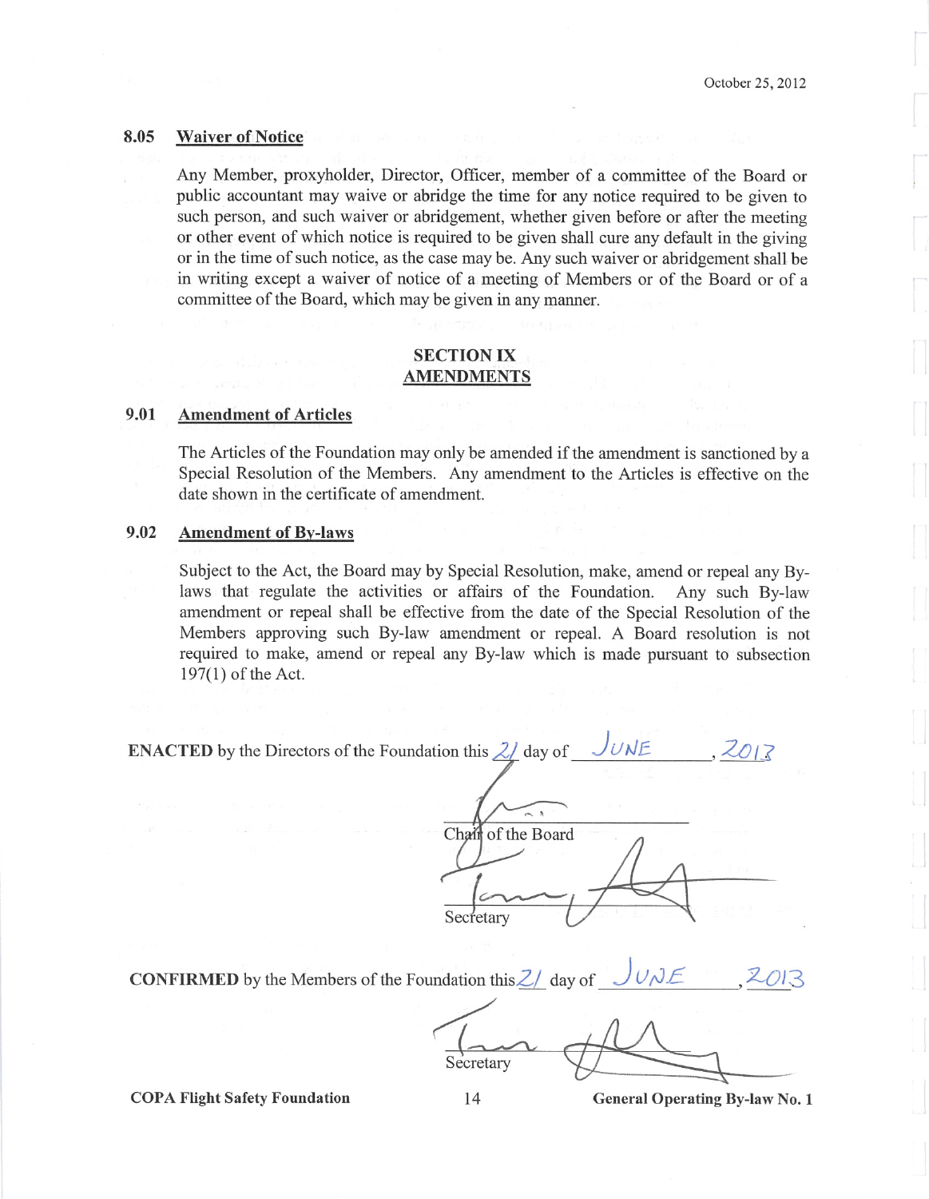### 8.05 Waiver of Notice

Any Member, proxyholder, Director, Officer, member of a committee of the Board or public accountant may waive or abridge the time for any notice required to be given to such person, and such waiver or abridgement, whether given before or after the meeting or other event of which notice is required to be given shall cure any default in the giving or in the time of such notice, as the case may be. Any such waiver or abridgement shall be in writing except a waiver of notice of a meeting of Members or of the Board or of a committee of the Board, which may be given in any manner.

## SECTION IX
## AMENDMENTS

### 9.01 Amendment of Articles

The Articles of the Foundation may only be amended if the amendment is sanctioned by a Special Resolution of the Members. Any amendment to the Articles is effective on the date shown in the certificate of amendment.

### 9.02 Amendment of By-laws

Subject to the Act, the Board may by Special Resolution, make, amend or repeal any By-laws that regulate the activities or affairs of the Foundation. Any such By-law amendment or repeal shall be effective from the date of the Special Resolution of the Members approving such By-law amendment or repeal. A Board resolution is not required to make, amend or repeal any By-law which is made pursuant to subsection 197(1) of the Act.

**ENACTED** by the Directors of the Foundation this 21 day of JUNE, 2013

Chair of the Board

Secretary

**CONFIRMED** by the Members of the Foundation this 21 day of JUNE, 2013

Secretary